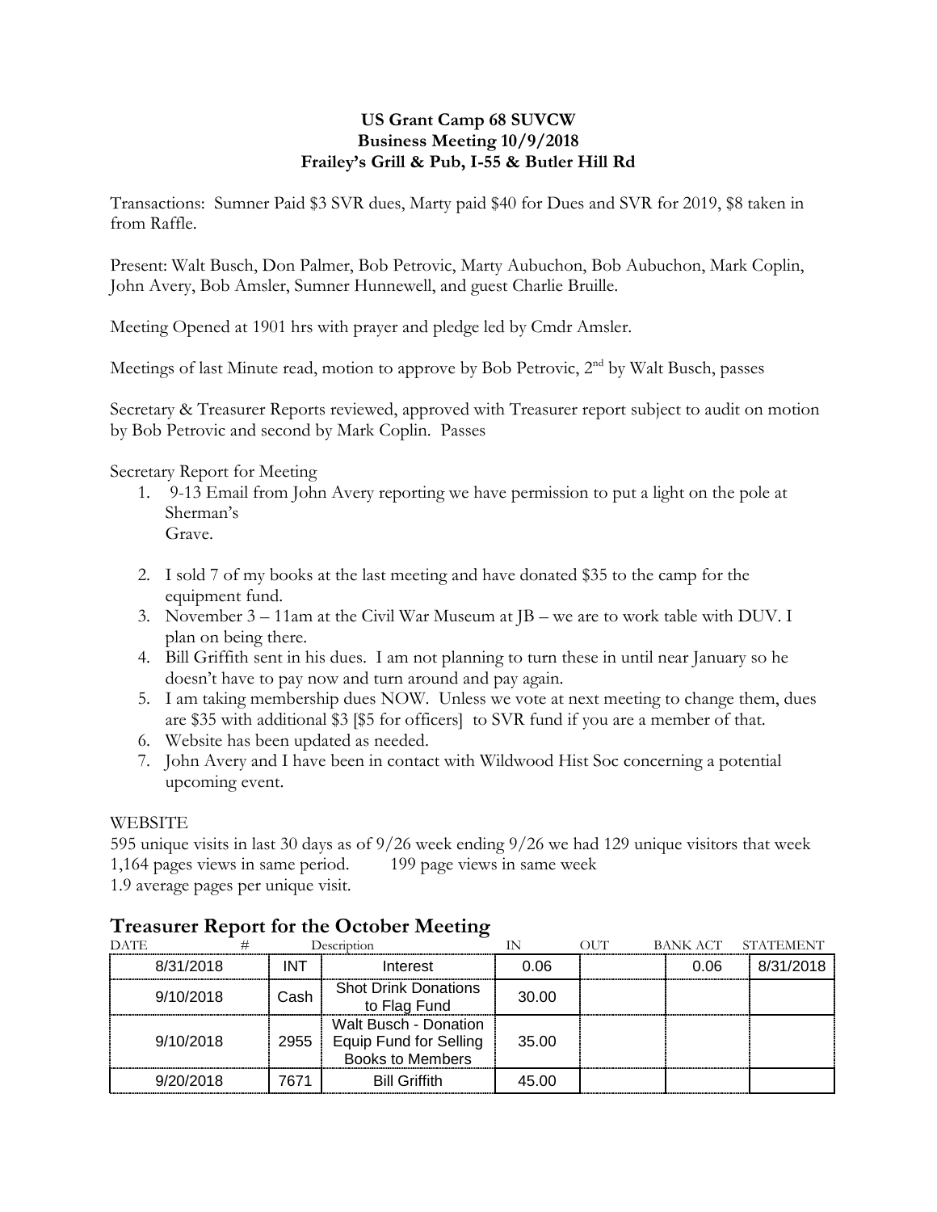**US Grant Camp 68 SUVCW**
**Business Meeting 10/9/2018**
**Frailey's Grill & Pub, I-55 & Butler Hill Rd**

Transactions: Sumner Paid $3 SVR dues, Marty paid $40 for Dues and SVR for 2019, $8 taken in from Raffle.

Present: Walt Busch, Don Palmer, Bob Petrovic, Marty Aubuchon, Bob Aubuchon, Mark Coplin, John Avery, Bob Amsler, Sumner Hunnewell, and guest Charlie Bruille.

Meeting Opened at 1901 hrs with prayer and pledge led by Cmdr Amsler.

Meetings of last Minute read, motion to approve by Bob Petrovic, 2nd by Walt Busch, passes

Secretary & Treasurer Reports reviewed, approved with Treasurer report subject to audit on motion by Bob Petrovic and second by Mark Coplin. Passes

Secretary Report for Meeting

1. 9-13 Email from John Avery reporting we have permission to put a light on the pole at Sherman's Grave.
2. I sold 7 of my books at the last meeting and have donated $35 to the camp for the equipment fund.
3. November 3 – 11am at the Civil War Museum at JB – we are to work table with DUV. I plan on being there.
4. Bill Griffith sent in his dues. I am not planning to turn these in until near January so he doesn't have to pay now and turn around and pay again.
5. I am taking membership dues NOW. Unless we vote at next meeting to change them, dues are $35 with additional $3 [$5 for officers] to SVR fund if you are a member of that.
6. Website has been updated as needed.
7. John Avery and I have been in contact with Wildwood Hist Soc concerning a potential upcoming event.

WEBSITE

595 unique visits in last 30 days as of 9/26 week ending 9/26 we had 129 unique visitors that week
1,164 pages views in same period. 199 page views in same week
1.9 average pages per unique visit.

## Treasurer Report for the October Meeting

| DATE | # | Description | IN | OUT | BANK ACT | STATEMENT |
|---|---|---|---|---|---|---|
| 8/31/2018 | INT | Interest | 0.06 | | 0.06 | 8/31/2018 |
| 9/10/2018 | Cash | Shot Drink Donations to Flag Fund | 30.00 | | | |
| 9/10/2018 | 2955 | Walt Busch - Donation Equip Fund for Selling Books to Members | 35.00 | | | |
| 9/20/2018 | 7671 | Bill Griffith | 45.00 | | | |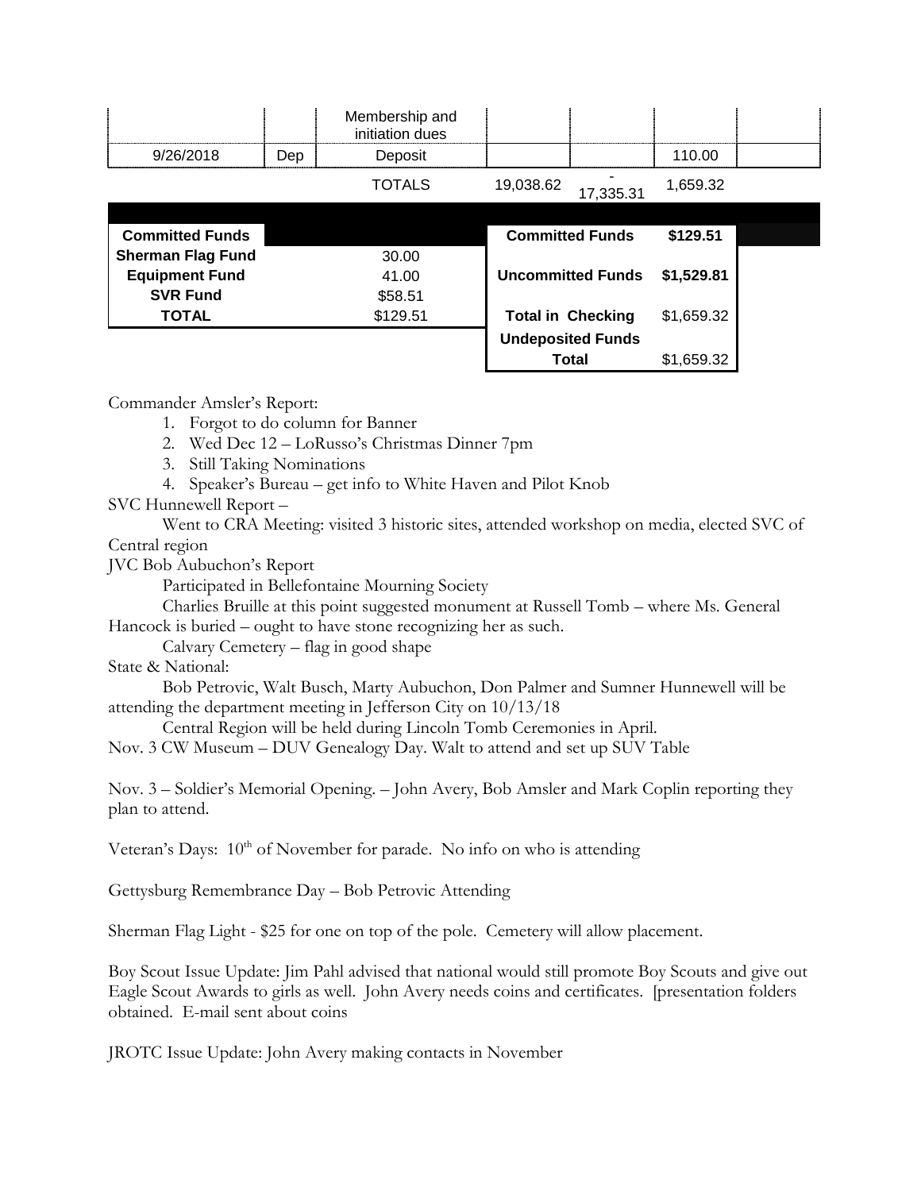|  |  | Membership and initiation dues |  |  |  |  |
|---|---|---|---|---|---|---|
| 9/26/2018 | Dep | Deposit |  |  | 110.00 |  |
|  |  | TOTALS | 19,038.62 | -17,335.31 | 1,659.32 |  |

| Committed Funds |  |
|---|---|
| Sherman Flag Fund | 30.00 |
| Equipment Fund | 41.00 |
| SVR Fund | $58.51 |
| **TOTAL** | $129.51 |

|  |  |
|---|---|
| **Committed Funds** | **$129.51** |
| **Uncommitted Funds** | **$1,529.81** |
| **Total in Checking** | $1,659.32 |
| **Undeposited Funds** |  |
| **Total** | $1,659.32 |

Commander Amsler's Report:

1. Forgot to do column for Banner
2. Wed Dec 12 – LoRusso's Christmas Dinner 7pm
3. Still Taking Nominations
4. Speaker's Bureau – get info to White Haven and Pilot Knob

SVC Hunnewell Report –

Went to CRA Meeting: visited 3 historic sites, attended workshop on media, elected SVC of Central region

JVC Bob Aubuchon's Report

Participated in Bellefontaine Mourning Society

Charlies Bruille at this point suggested monument at Russell Tomb – where Ms. General Hancock is buried – ought to have stone recognizing her as such.

Calvary Cemetery – flag in good shape

State & National:

Bob Petrovic, Walt Busch, Marty Aubuchon, Don Palmer and Sumner Hunnewell will be attending the department meeting in Jefferson City on 10/13/18

Central Region will be held during Lincoln Tomb Ceremonies in April.

Nov. 3 CW Museum – DUV Genealogy Day. Walt to attend and set up SUV Table

Nov. 3 – Soldier's Memorial Opening. – John Avery, Bob Amsler and Mark Coplin reporting they plan to attend.

Veteran's Days: 10th of November for parade. No info on who is attending

Gettysburg Remembrance Day – Bob Petrovic Attending

Sherman Flag Light - $25 for one on top of the pole. Cemetery will allow placement.

Boy Scout Issue Update: Jim Pahl advised that national would still promote Boy Scouts and give out Eagle Scout Awards to girls as well. John Avery needs coins and certificates. [presentation folders obtained. E-mail sent about coins

JROTC Issue Update: John Avery making contacts in November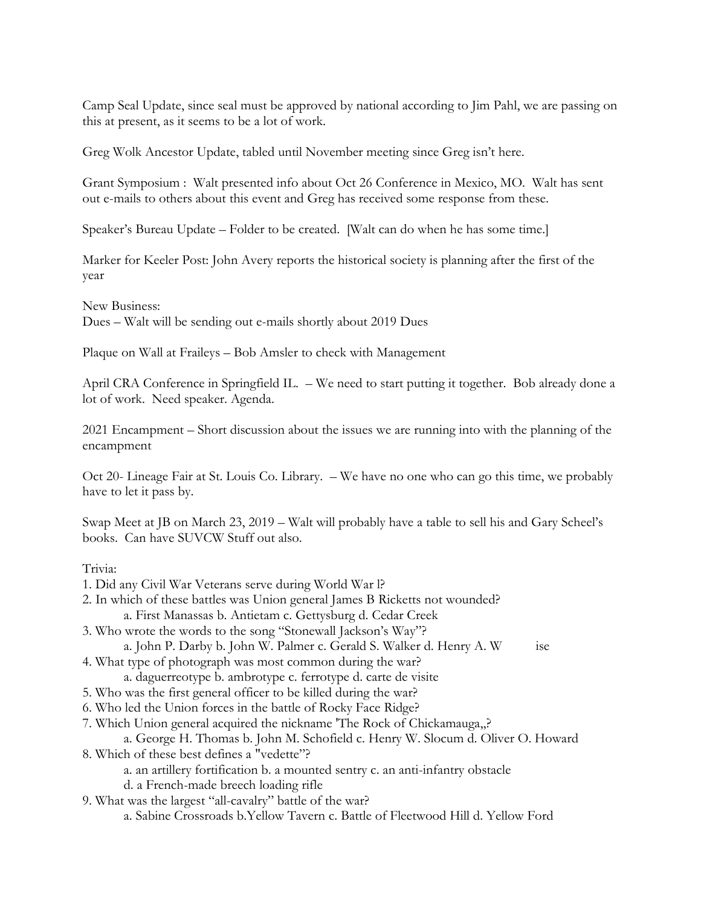Camp Seal Update, since seal must be approved by national according to Jim Pahl, we are passing on this at present, as it seems to be a lot of work.

Greg Wolk Ancestor Update, tabled until November meeting since Greg isn't here.

Grant Symposium : Walt presented info about Oct 26 Conference in Mexico, MO. Walt has sent out e-mails to others about this event and Greg has received some response from these.

Speaker's Bureau Update – Folder to be created. [Walt can do when he has some time.]

Marker for Keeler Post: John Avery reports the historical society is planning after the first of the year

New Business:
Dues – Walt will be sending out e-mails shortly about 2019 Dues

Plaque on Wall at Fraileys – Bob Amsler to check with Management

April CRA Conference in Springfield IL. – We need to start putting it together. Bob already done a lot of work. Need speaker. Agenda.

2021 Encampment – Short discussion about the issues we are running into with the planning of the encampment

Oct 20- Lineage Fair at St. Louis Co. Library. – We have no one who can go this time, we probably have to let it pass by.

Swap Meet at JB on March 23, 2019 – Walt will probably have a table to sell his and Gary Scheel's books. Can have SUVCW Stuff out also.

Trivia:

1. Did any Civil War Veterans serve during World War l?
2. In which of these battles was Union general James B Ricketts not wounded?
   a. First Manassas b. Antietam c. Gettysburg d. Cedar Creek
3. Who wrote the words to the song "Stonewall Jackson's Way"?
   a. John P. Darby b. John W. Palmer c. Gerald S. Walker d. Henry A. W ise
4. What type of photograph was most common during the war?
   a. daguerreotype b. ambrotype c. ferrotype d. carte de visite
5. Who was the first general officer to be killed during the war?
6. Who led the Union forces in the battle of Rocky Face Ridge?
7. Which Union general acquired the nickname 'The Rock of Chickamauga,,?
   a. George H. Thomas b. John M. Schofield c. Henry W. Slocum d. Oliver O. Howard
8. Which of these best defines a "vedette"?
   a. an artillery fortification b. a mounted sentry c. an anti-infantry obstacle
   d. a French-made breech loading rifle
9. What was the largest "all-cavalry" battle of the war?
   a. Sabine Crossroads b.Yellow Tavern c. Battle of Fleetwood Hill d. Yellow Ford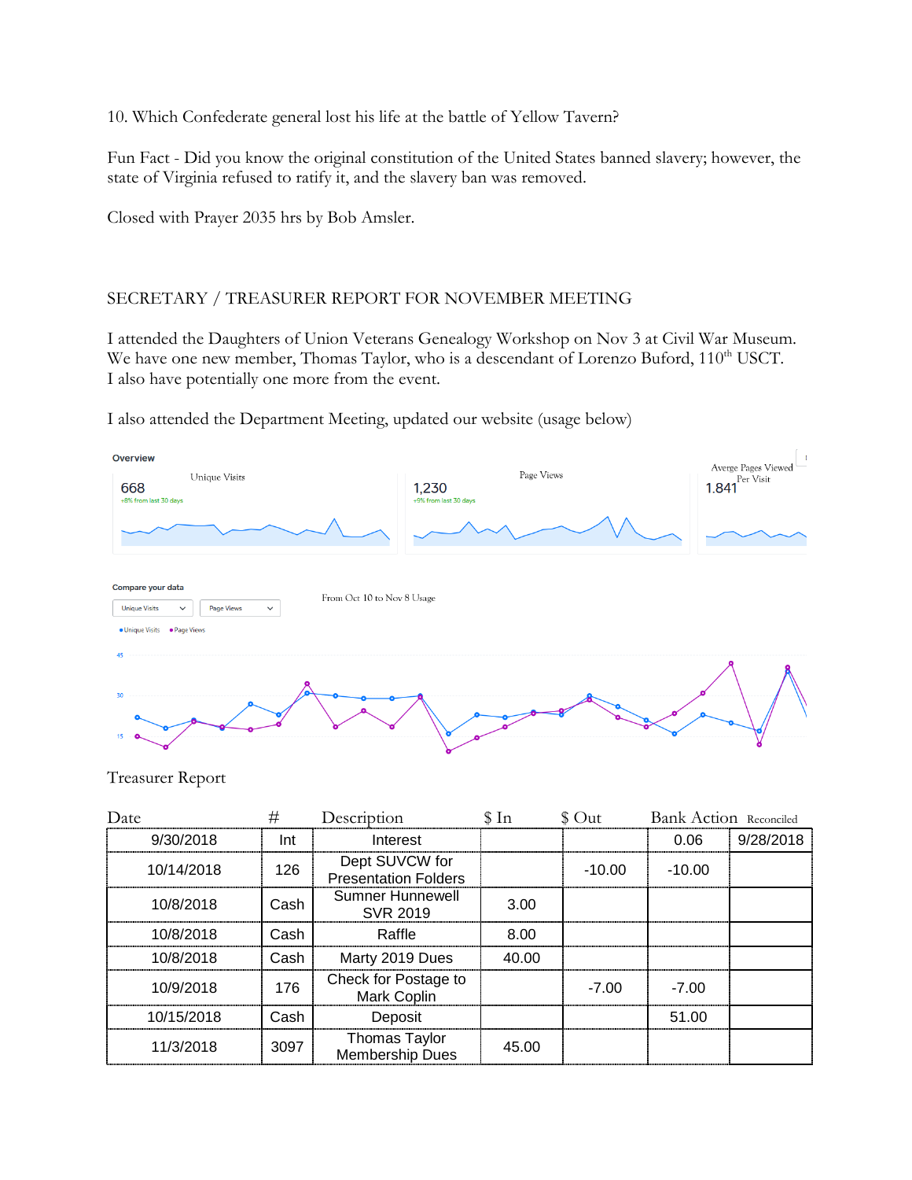10. Which Confederate general lost his life at the battle of Yellow Tavern?

Fun Fact - Did you know the original constitution of the United States banned slavery; however, the state of Virginia refused to ratify it, and the slavery ban was removed.

Closed with Prayer 2035 hrs by Bob Amsler.

## SECRETARY / TREASURER REPORT FOR NOVEMBER MEETING

I attended the Daughters of Union Veterans Genealogy Workshop on Nov 3 at Civil War Museum. We have one new member, Thomas Taylor, who is a descendant of Lorenzo Buford, 110th USCT. I also have potentially one more from the event.

I also attended the Department Meeting, updated our website (usage below)

Overview

| Unique Visits | Page Views | Averge Pages Viewed Per Visit |
|---|---|---|
| 668 (+8% from last 30 days) | 1,230 (+9% from last 30 days) | 1.841 |

Compare your data

From Oct 10 to Nov 8 Usage

Treasurer Report

| Date | # | Description | $ In | $ Out | Bank Action | Reconciled |
|---|---|---|---|---|---|---|
| 9/30/2018 | Int | Interest | | | 0.06 | 9/28/2018 |
| 10/14/2018 | 126 | Dept SUVCW for Presentation Folders | | -10.00 | -10.00 | |
| 10/8/2018 | Cash | Sumner Hunnewell SVR 2019 | 3.00 | | | |
| 10/8/2018 | Cash | Raffle | 8.00 | | | |
| 10/8/2018 | Cash | Marty 2019 Dues | 40.00 | | | |
| 10/9/2018 | 176 | Check for Postage to Mark Coplin | | -7.00 | -7.00 | |
| 10/15/2018 | Cash | Deposit | | | 51.00 | |
| 11/3/2018 | 3097 | Thomas Taylor Membership Dues | 45.00 | | | |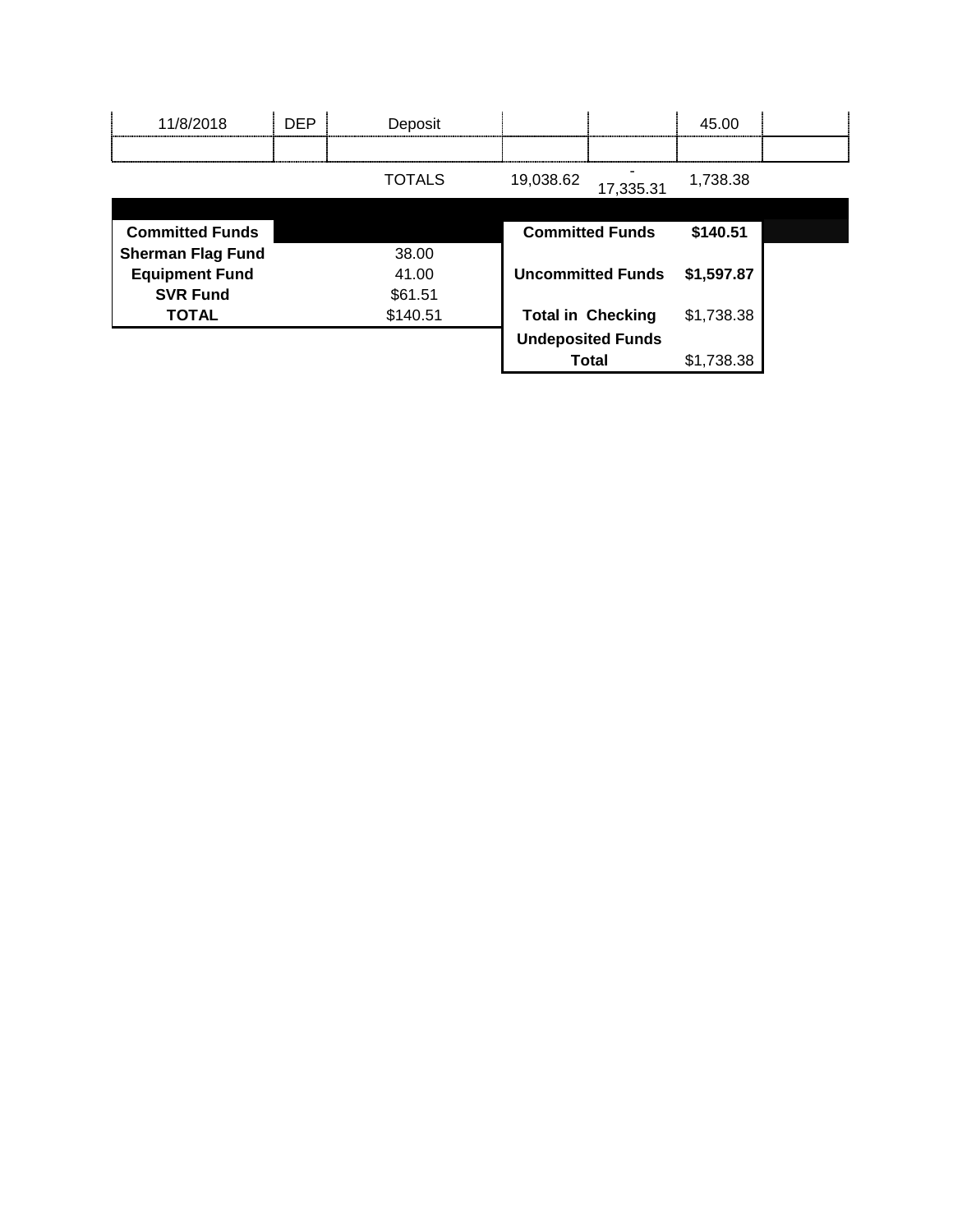| | | | | | | |
|---|---|---|---|---|---|---|
| 11/8/2018 | DEP | Deposit | | | 45.00 | |
| | | | | | | |
| | | TOTALS | 19,038.62 | -17,335.31 | 1,738.38 | |

| Committed Funds | |
|---|---|
| **Sherman Flag Fund** | 38.00 |
| **Equipment Fund** | 41.00 |
| **SVR Fund** | $61.51 |
| **TOTAL** | $140.51 |

| | |
|---|---|
| **Committed Funds** | **$140.51** |
| **Uncommitted Funds** | **$1,597.87** |
| **Total in Checking** | $1,738.38 |
| **Undeposited Funds** | |
| **Total** | $1,738.38 |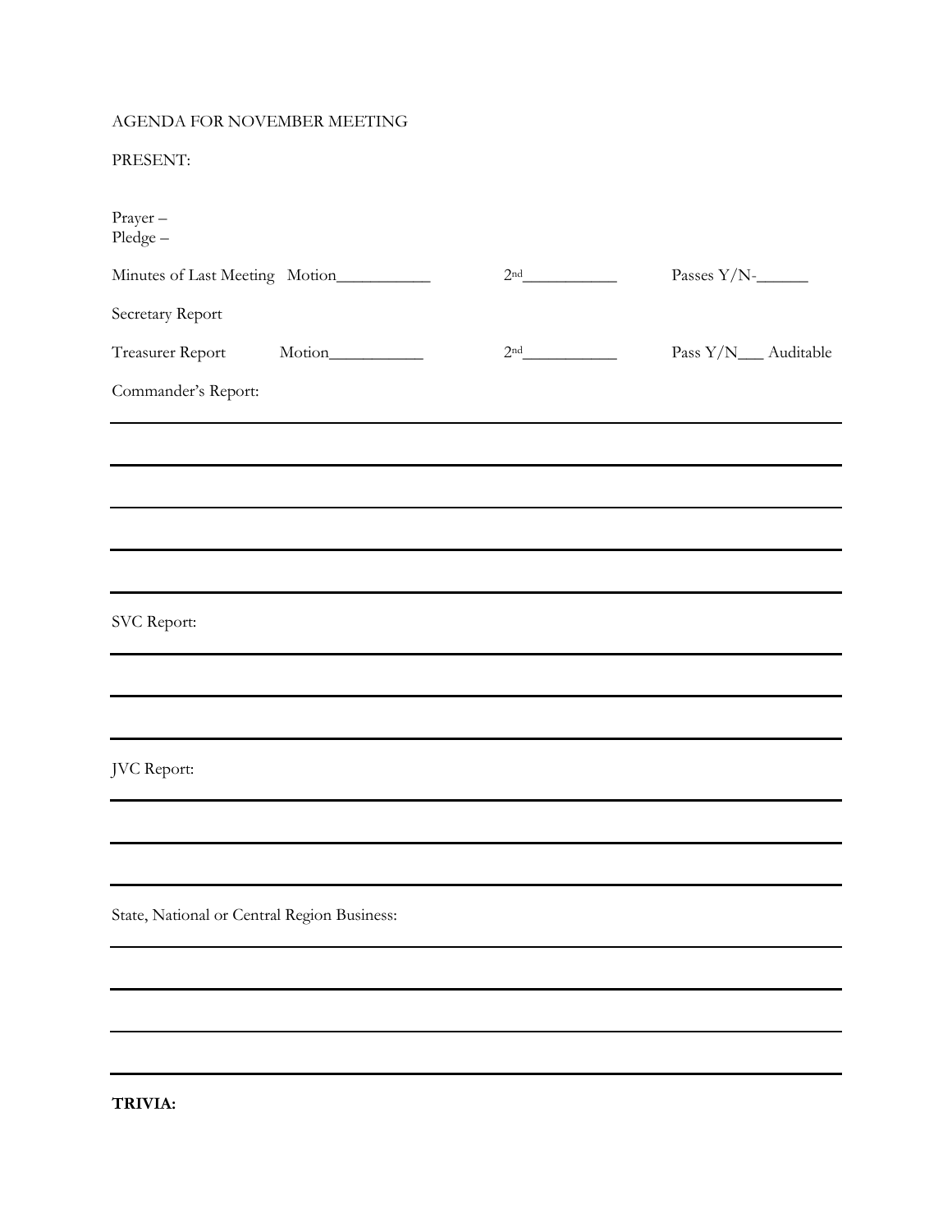AGENDA FOR NOVEMBER MEETING

PRESENT:

Prayer –
Pledge –

Minutes of Last Meeting Motion___________ 2nd___________ Passes Y/N-______

Secretary Report

Treasurer Report Motion___________ 2nd___________ Pass Y/N___ Auditable

Commander's Report:

___

___

___

___

___

SVC Report:

___

___

___

JVC Report:

___

___

___

State, National or Central Region Business:

___

___

___

___

**TRIVIA:**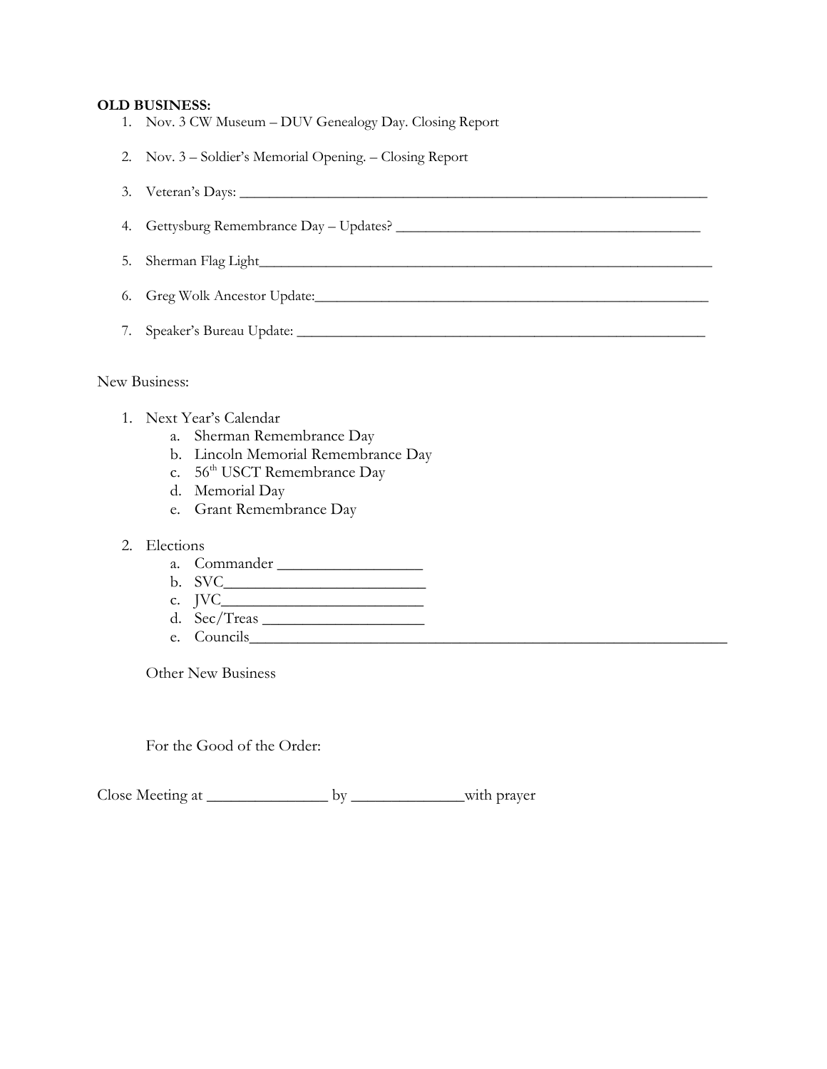**OLD BUSINESS:**

1. Nov. 3 CW Museum – DUV Genealogy Day. Closing Report
2. Nov. 3 – Soldier's Memorial Opening. – Closing Report
3. Veteran's Days: ___________________________________________________________
4. Gettysburg Remembrance Day – Updates? ______________________________________
5. Sherman Flag Light__________________________________________________________
6. Greg Wolk Ancestor Update:___________________________________________________
7. Speaker's Bureau Update: _____________________________________________________

New Business:

1. Next Year's Calendar
   a. Sherman Remembrance Day
   b. Lincoln Memorial Remembrance Day
   c. 56th USCT Remembrance Day
   d. Memorial Day
   e. Grant Remembrance Day
2. Elections
   a. Commander __________________
   b. SVC_________________________
   c. JVC_________________________
   d. Sec/Treas ____________________
   e. Councils______________________________________________________________

Other New Business

For the Good of the Order:

Close Meeting at _______________ by ______________with prayer